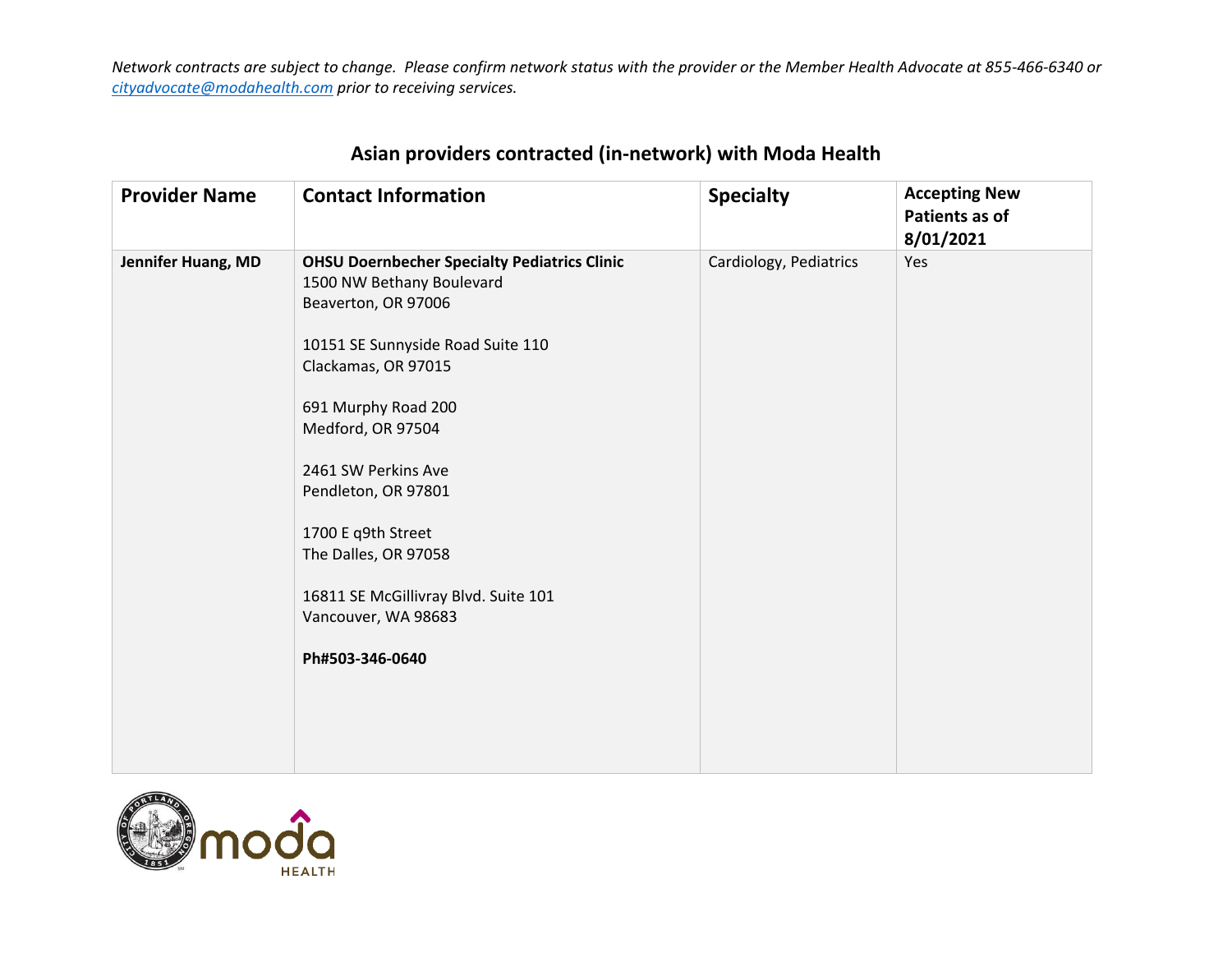*Network contracts are subject to change. Please confirm network status with the provider or the Member Health Advocate at 855-466-6340 or [cityadvocate@modahealth.com](mailto:cityadvocate@modahealth.com) prior to receiving services.*

## Asian providers contracted (in-network) with Moda Health

| Provider Name | Contact Information | Specialty | Accepting New Patients as of 8/01/2021 |
|---|---|---|---|
| **Jennifer Huang, MD** | **OHSU Doernbecher Specialty Pediatrics Clinic**<br>1500 NW Bethany Boulevard<br>Beaverton, OR 97006<br><br>10151 SE Sunnyside Road Suite 110<br>Clackamas, OR 97015<br><br>691 Murphy Road 200<br>Medford, OR 97504<br><br>2461 SW Perkins Ave<br>Pendleton, OR 97801<br><br>1700 E q9th Street<br>The Dalles, OR 97058<br><br>16811 SE McGillivray Blvd. Suite 101<br>Vancouver, WA 98683<br><br>**Ph#503-346-0640** | Cardiology, Pediatrics | Yes |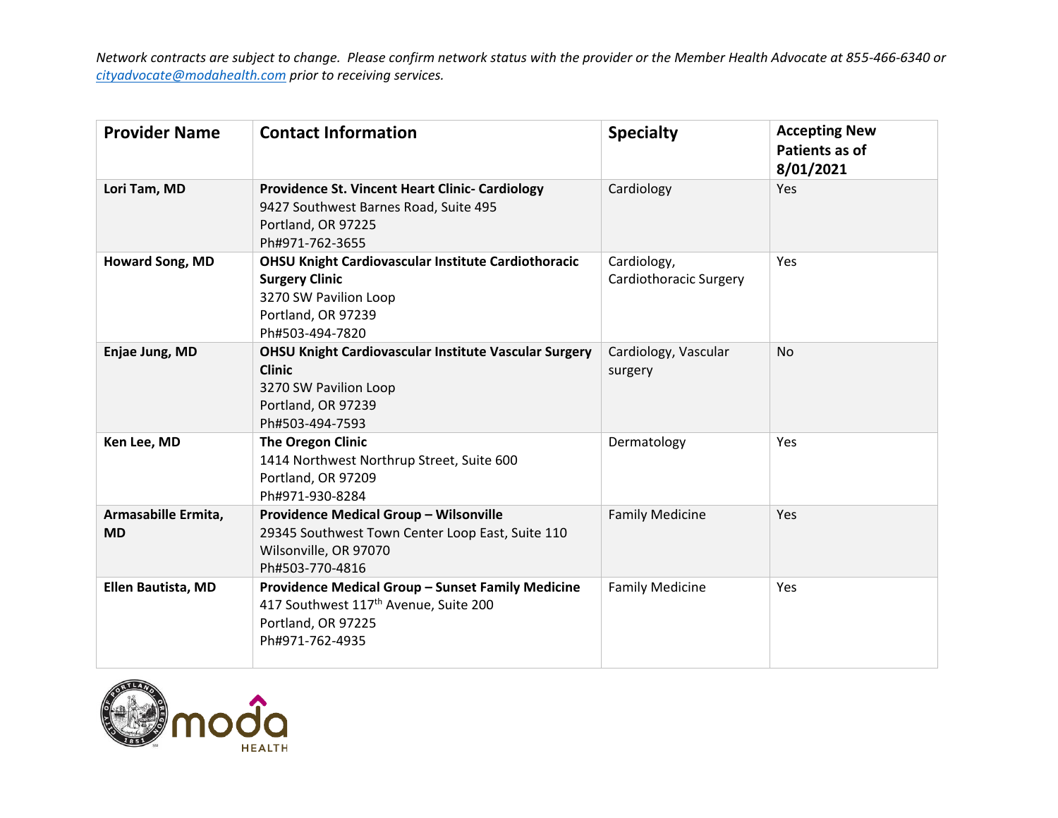*Network contracts are subject to change. Please confirm network status with the provider or the Member Health Advocate at 855-466-6340 or [cityadvocate@modahealth.com](mailto:cityadvocate@modahealth.com) prior to receiving services.*

| Provider Name | Contact Information | Specialty | Accepting New Patients as of 8/01/2021 |
|---|---|---|---|
| **Lori Tam, MD** | **Providence St. Vincent Heart Clinic- Cardiology**<br>9427 Southwest Barnes Road, Suite 495<br>Portland, OR 97225<br>Ph#971-762-3655 | Cardiology | Yes |
| **Howard Song, MD** | **OHSU Knight Cardiovascular Institute Cardiothoracic Surgery Clinic**<br>3270 SW Pavilion Loop<br>Portland, OR 97239<br>Ph#503-494-7820 | Cardiology, Cardiothoracic Surgery | Yes |
| **Enjae Jung, MD** | **OHSU Knight Cardiovascular Institute Vascular Surgery Clinic**<br>3270 SW Pavilion Loop<br>Portland, OR 97239<br>Ph#503-494-7593 | Cardiology, Vascular surgery | No |
| **Ken Lee, MD** | **The Oregon Clinic**<br>1414 Northwest Northrup Street, Suite 600<br>Portland, OR 97209<br>Ph#971-930-8284 | Dermatology | Yes |
| **Armasabille Ermita, MD** | **Providence Medical Group – Wilsonville**<br>29345 Southwest Town Center Loop East, Suite 110<br>Wilsonville, OR 97070<br>Ph#503-770-4816 | Family Medicine | Yes |
| **Ellen Bautista, MD** | **Providence Medical Group – Sunset Family Medicine**<br>417 Southwest 117th Avenue, Suite 200<br>Portland, OR 97225<br>Ph#971-762-4935 | Family Medicine | Yes |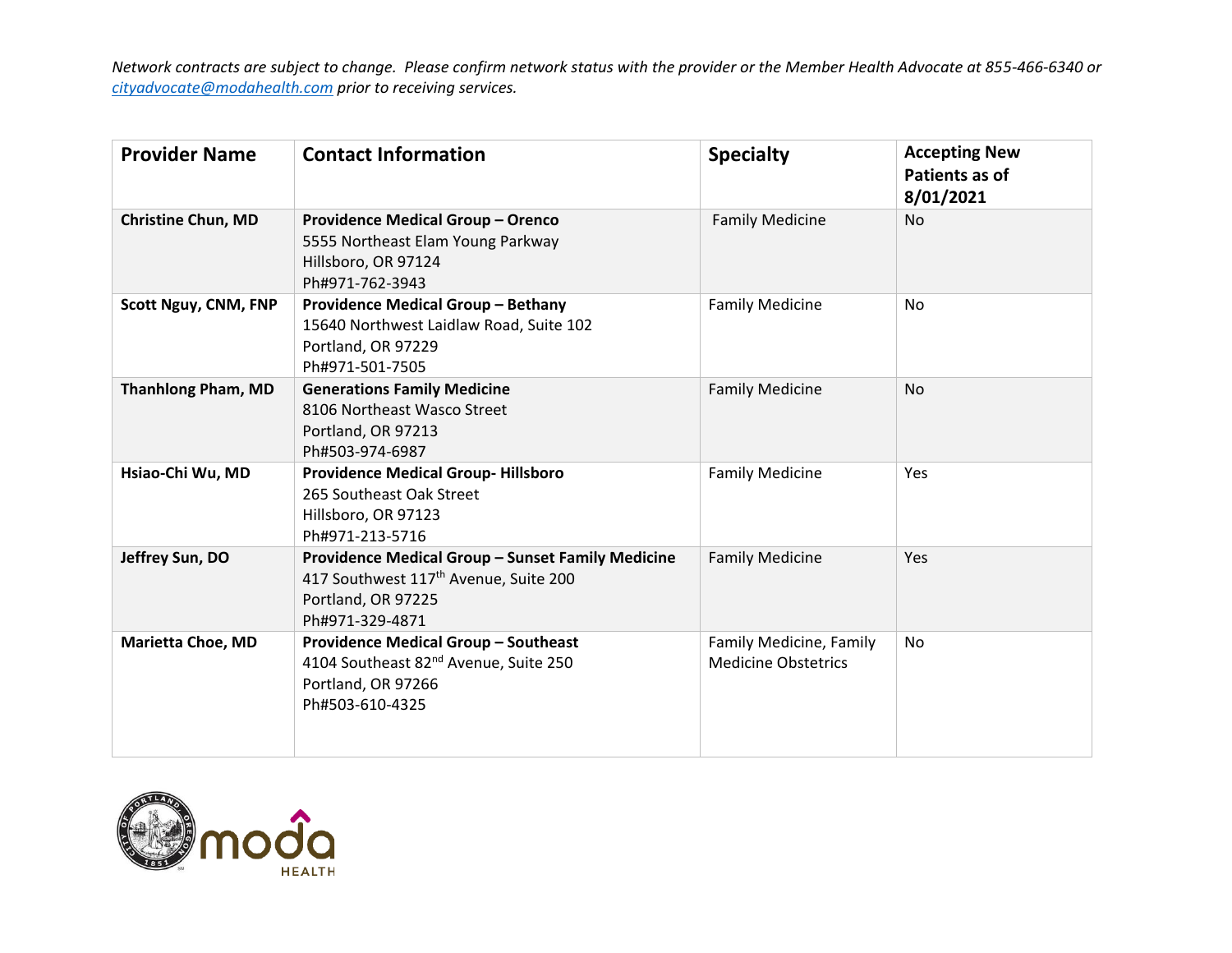*Network contracts are subject to change. Please confirm network status with the provider or the Member Health Advocate at 855-466-6340 or cityadvocate@modahealth.com prior to receiving services.*

| Provider Name | Contact Information | Specialty | Accepting New Patients as of 8/01/2021 |
|---|---|---|---|
| **Christine Chun, MD** | **Providence Medical Group – Orenco**<br>5555 Northeast Elam Young Parkway<br>Hillsboro, OR 97124<br>Ph#971-762-3943 | Family Medicine | No |
| **Scott Nguy, CNM, FNP** | **Providence Medical Group – Bethany**<br>15640 Northwest Laidlaw Road, Suite 102<br>Portland, OR 97229<br>Ph#971-501-7505 | Family Medicine | No |
| **Thanhlong Pham, MD** | **Generations Family Medicine**<br>8106 Northeast Wasco Street<br>Portland, OR 97213<br>Ph#503-974-6987 | Family Medicine | No |
| **Hsiao-Chi Wu, MD** | **Providence Medical Group- Hillsboro**<br>265 Southeast Oak Street<br>Hillsboro, OR 97123<br>Ph#971-213-5716 | Family Medicine | Yes |
| **Jeffrey Sun, DO** | **Providence Medical Group – Sunset Family Medicine**<br>417 Southwest 117th Avenue, Suite 200<br>Portland, OR 97225<br>Ph#971-329-4871 | Family Medicine | Yes |
| **Marietta Choe, MD** | **Providence Medical Group – Southeast**<br>4104 Southeast 82nd Avenue, Suite 250<br>Portland, OR 97266<br>Ph#503-610-4325 | Family Medicine, Family Medicine Obstetrics | No |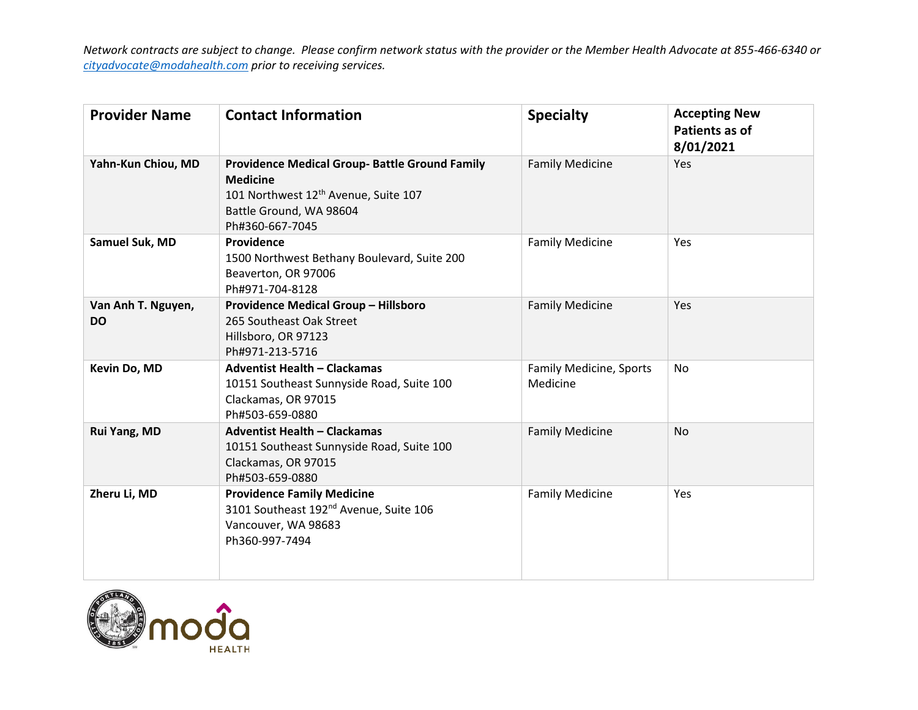*Network contracts are subject to change. Please confirm network status with the provider or the Member Health Advocate at 855-466-6340 or [cityadvocate@modahealth.com](mailto:cityadvocate@modahealth.com) prior to receiving services.*

| Provider Name | Contact Information | Specialty | Accepting New Patients as of 8/01/2021 |
|---|---|---|---|
| **Yahn-Kun Chiou, MD** | **Providence Medical Group- Battle Ground Family Medicine**<br>101 Northwest 12th Avenue, Suite 107<br>Battle Ground, WA 98604<br>Ph#360-667-7045 | Family Medicine | Yes |
| **Samuel Suk, MD** | **Providence**<br>1500 Northwest Bethany Boulevard, Suite 200<br>Beaverton, OR 97006<br>Ph#971-704-8128 | Family Medicine | Yes |
| **Van Anh T. Nguyen, DO** | **Providence Medical Group – Hillsboro**<br>265 Southeast Oak Street<br>Hillsboro, OR 97123<br>Ph#971-213-5716 | Family Medicine | Yes |
| **Kevin Do, MD** | **Adventist Health – Clackamas**<br>10151 Southeast Sunnyside Road, Suite 100<br>Clackamas, OR 97015<br>Ph#503-659-0880 | Family Medicine, Sports Medicine | No |
| **Rui Yang, MD** | **Adventist Health – Clackamas**<br>10151 Southeast Sunnyside Road, Suite 100<br>Clackamas, OR 97015<br>Ph#503-659-0880 | Family Medicine | No |
| **Zheru Li, MD** | **Providence Family Medicine**<br>3101 Southeast 192nd Avenue, Suite 106<br>Vancouver, WA 98683<br>Ph360-997-7494 | Family Medicine | Yes |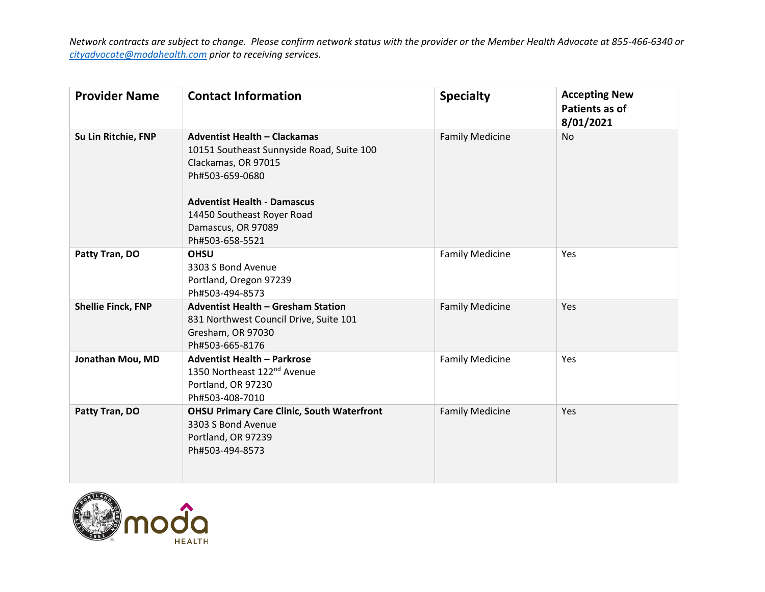*Network contracts are subject to change. Please confirm network status with the provider or the Member Health Advocate at 855-466-6340 or [cityadvocate@modahealth.com](mailto:cityadvocate@modahealth.com) prior to receiving services.*

| Provider Name | Contact Information | Specialty | Accepting New Patients as of 8/01/2021 |
|---|---|---|---|
| **Su Lin Ritchie, FNP** | **Adventist Health – Clackamas**<br>10151 Southeast Sunnyside Road, Suite 100<br>Clackamas, OR 97015<br>Ph#503-659-0680<br><br>**Adventist Health - Damascus**<br>14450 Southeast Royer Road<br>Damascus, OR 97089<br>Ph#503-658-5521 | Family Medicine | No |
| **Patty Tran, DO** | **OHSU**<br>3303 S Bond Avenue<br>Portland, Oregon 97239<br>Ph#503-494-8573 | Family Medicine | Yes |
| **Shellie Finck, FNP** | **Adventist Health – Gresham Station**<br>831 Northwest Council Drive, Suite 101<br>Gresham, OR 97030<br>Ph#503-665-8176 | Family Medicine | Yes |
| **Jonathan Mou, MD** | **Adventist Health – Parkrose**<br>1350 Northeast 122nd Avenue<br>Portland, OR 97230<br>Ph#503-408-7010 | Family Medicine | Yes |
| **Patty Tran, DO** | **OHSU Primary Care Clinic, South Waterfront**<br>3303 S Bond Avenue<br>Portland, OR 97239<br>Ph#503-494-8573 | Family Medicine | Yes |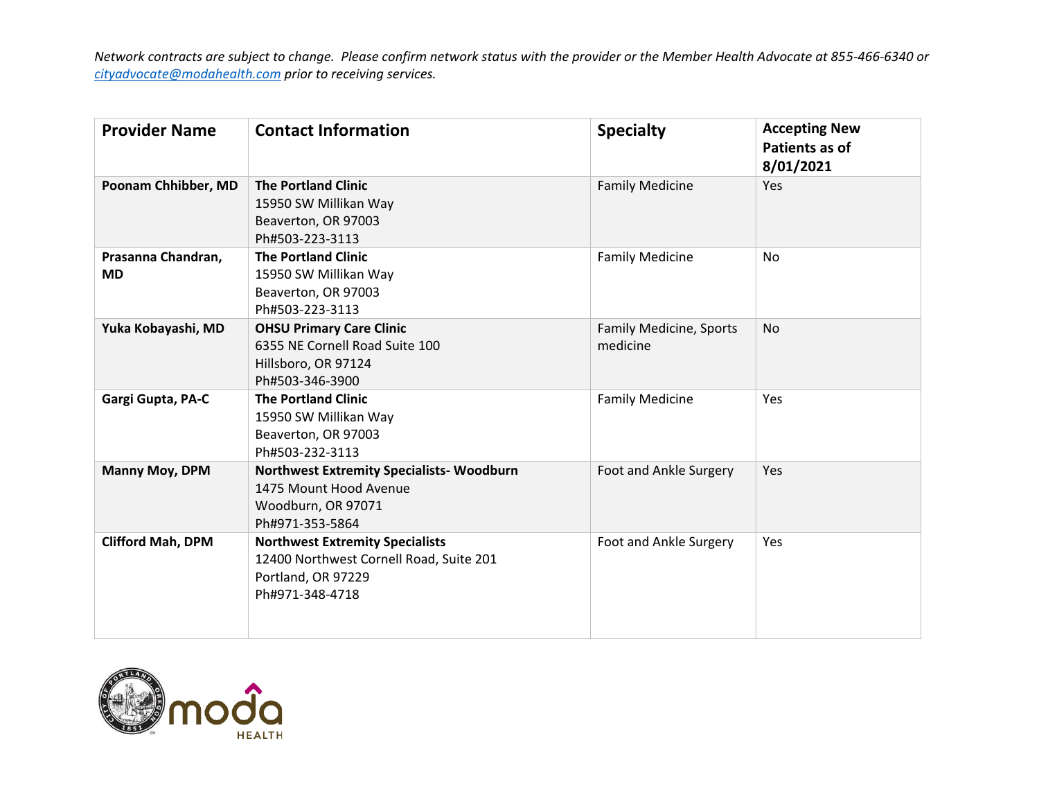*Network contracts are subject to change. Please confirm network status with the provider or the Member Health Advocate at 855-466-6340 or [cityadvocate@modahealth.com](mailto:cityadvocate@modahealth.com) prior to receiving services.*

| Provider Name | Contact Information | Specialty | Accepting New Patients as of 8/01/2021 |
|---|---|---|---|
| **Poonam Chhibber, MD** | **The Portland Clinic**<br>15950 SW Millikan Way<br>Beaverton, OR 97003<br>Ph#503-223-3113 | Family Medicine | Yes |
| **Prasanna Chandran, MD** | **The Portland Clinic**<br>15950 SW Millikan Way<br>Beaverton, OR 97003<br>Ph#503-223-3113 | Family Medicine | No |
| **Yuka Kobayashi, MD** | **OHSU Primary Care Clinic**<br>6355 NE Cornell Road Suite 100<br>Hillsboro, OR 97124<br>Ph#503-346-3900 | Family Medicine, Sports medicine | No |
| **Gargi Gupta, PA-C** | **The Portland Clinic**<br>15950 SW Millikan Way<br>Beaverton, OR 97003<br>Ph#503-232-3113 | Family Medicine | Yes |
| **Manny Moy, DPM** | **Northwest Extremity Specialists- Woodburn**<br>1475 Mount Hood Avenue<br>Woodburn, OR 97071<br>Ph#971-353-5864 | Foot and Ankle Surgery | Yes |
| **Clifford Mah, DPM** | **Northwest Extremity Specialists**<br>12400 Northwest Cornell Road, Suite 201<br>Portland, OR 97229<br>Ph#971-348-4718 | Foot and Ankle Surgery | Yes |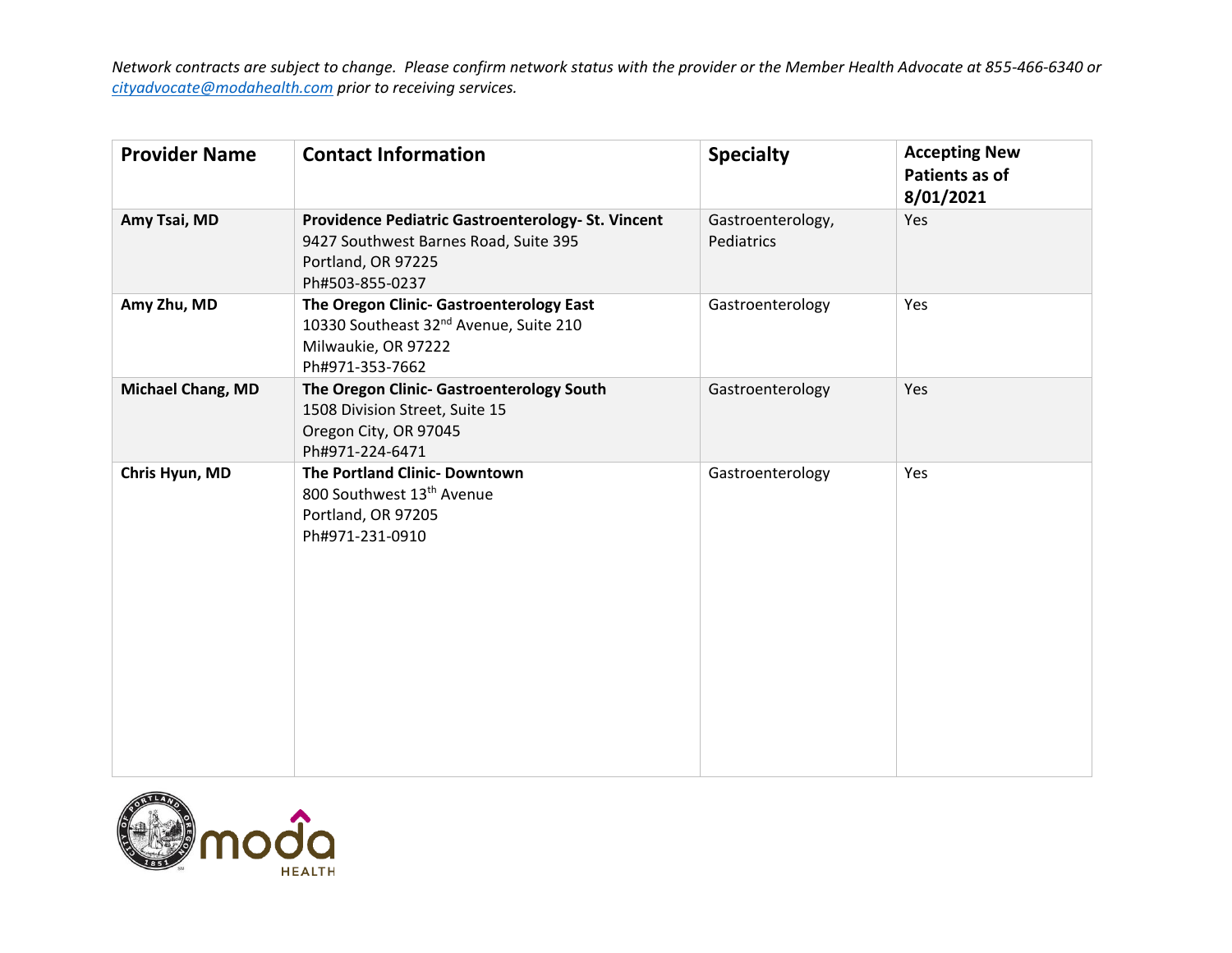*Network contracts are subject to change. Please confirm network status with the provider or the Member Health Advocate at 855-466-6340 or cityadvocate@modahealth.com prior to receiving services.*

| Provider Name | Contact Information | Specialty | Accepting New Patients as of 8/01/2021 |
|---|---|---|---|
| **Amy Tsai, MD** | **Providence Pediatric Gastroenterology- St. Vincent**<br>9427 Southwest Barnes Road, Suite 395<br>Portland, OR 97225<br>Ph#503-855-0237 | Gastroenterology, Pediatrics | Yes |
| **Amy Zhu, MD** | **The Oregon Clinic- Gastroenterology East**<br>10330 Southeast 32nd Avenue, Suite 210<br>Milwaukie, OR 97222<br>Ph#971-353-7662 | Gastroenterology | Yes |
| **Michael Chang, MD** | **The Oregon Clinic- Gastroenterology South**<br>1508 Division Street, Suite 15<br>Oregon City, OR 97045<br>Ph#971-224-6471 | Gastroenterology | Yes |
| **Chris Hyun, MD** | **The Portland Clinic- Downtown**<br>800 Southwest 13th Avenue<br>Portland, OR 97205<br>Ph#971-231-0910 | Gastroenterology | Yes |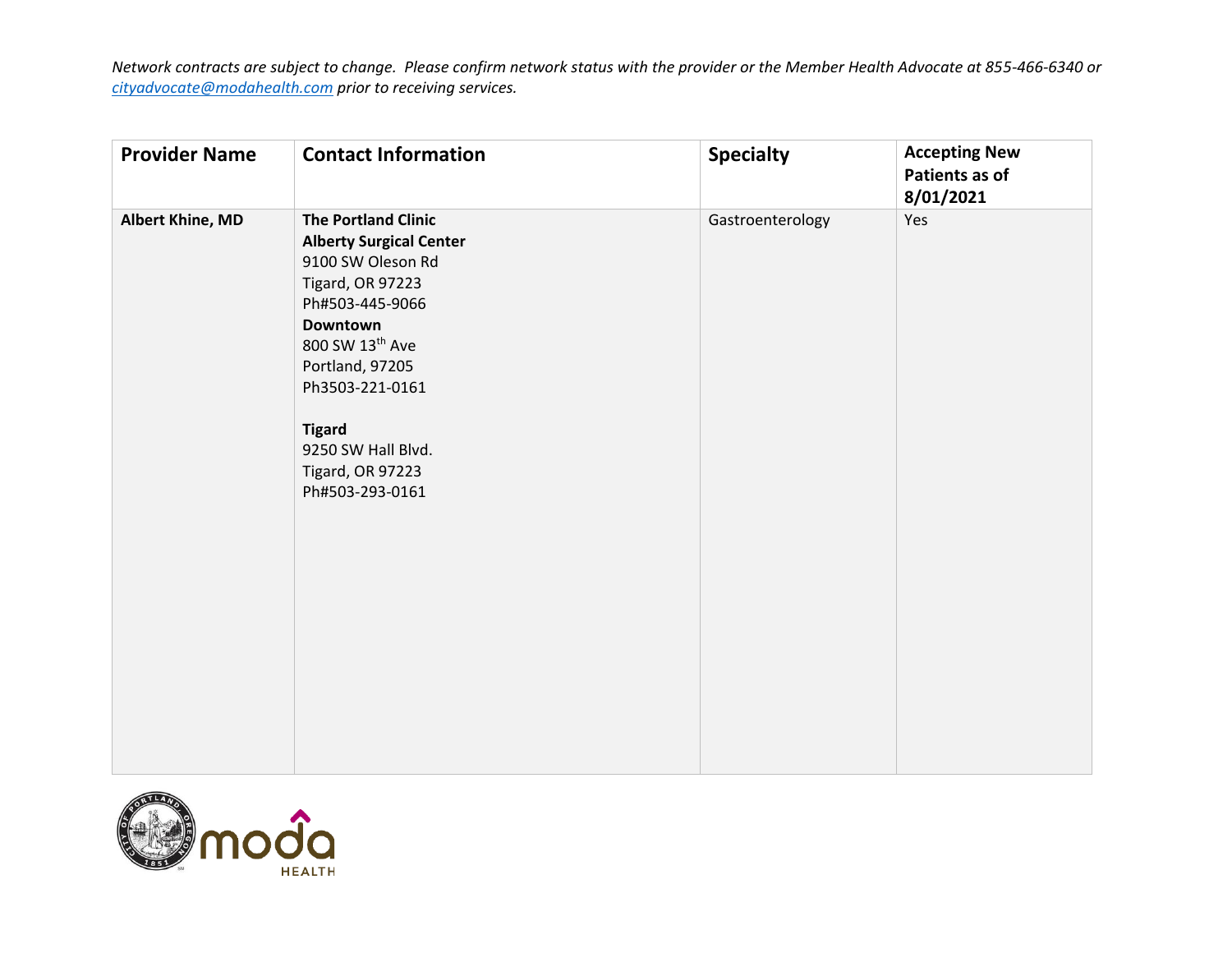*Network contracts are subject to change. Please confirm network status with the provider or the Member Health Advocate at 855-466-6340 or cityadvocate@modahealth.com prior to receiving services.*

| Provider Name | Contact Information | Specialty | Accepting New Patients as of 8/01/2021 |
|---|---|---|---|
| **Albert Khine, MD** | **The Portland Clinic**<br>**Alberty Surgical Center**<br>9100 SW Oleson Rd<br>Tigard, OR 97223<br>Ph#503-445-9066<br>**Downtown**<br>800 SW 13th Ave<br>Portland, 97205<br>Ph3503-221-0161<br><br>**Tigard**<br>9250 SW Hall Blvd.<br>Tigard, OR 97223<br>Ph#503-293-0161 | Gastroenterology | Yes |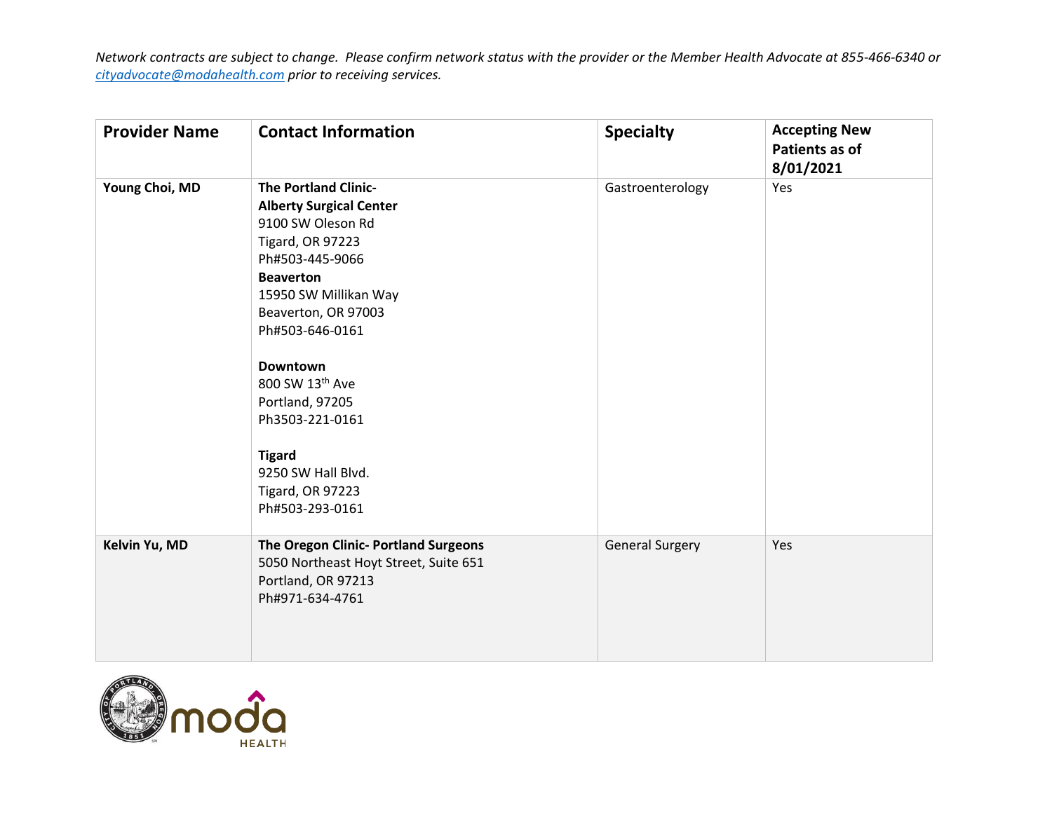*Network contracts are subject to change. Please confirm network status with the provider or the Member Health Advocate at 855-466-6340 or cityadvocate@modahealth.com prior to receiving services.*

| Provider Name | Contact Information | Specialty | Accepting New Patients as of 8/01/2021 |
|---|---|---|---|
| **Young Choi, MD** | **The Portland Clinic- Alberty Surgical Center**<br>9100 SW Oleson Rd<br>Tigard, OR 97223<br>Ph#503-445-9066<br>**Beaverton**<br>15950 SW Millikan Way<br>Beaverton, OR 97003<br>Ph#503-646-0161<br><br>**Downtown**<br>800 SW 13th Ave<br>Portland, 97205<br>Ph3503-221-0161<br><br>**Tigard**<br>9250 SW Hall Blvd.<br>Tigard, OR 97223<br>Ph#503-293-0161 | Gastroenterology | Yes |
| **Kelvin Yu, MD** | **The Oregon Clinic- Portland Surgeons**<br>5050 Northeast Hoyt Street, Suite 651<br>Portland, OR 97213<br>Ph#971-634-4761 | General Surgery | Yes |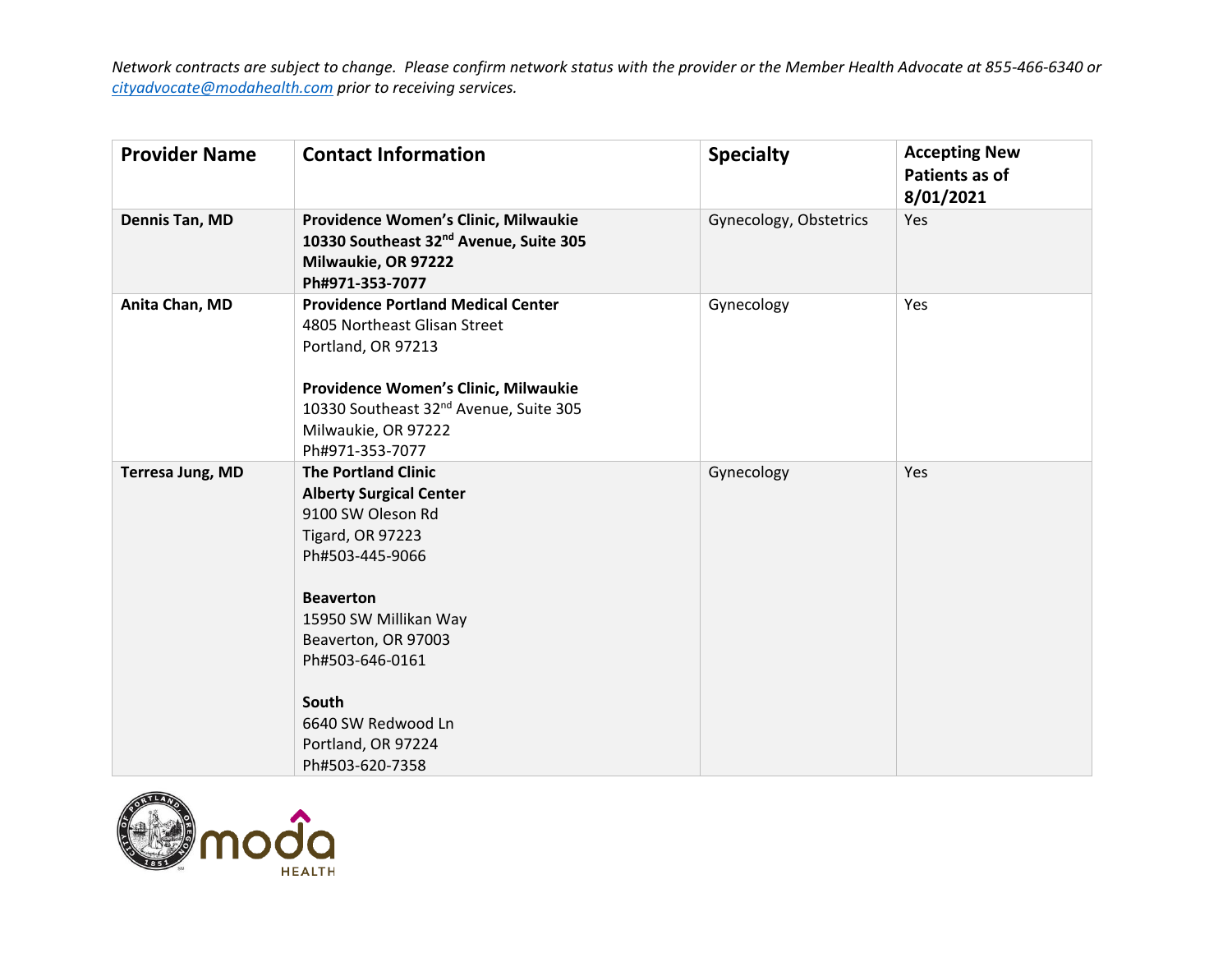*Network contracts are subject to change. Please confirm network status with the provider or the Member Health Advocate at 855-466-6340 or [cityadvocate@modahealth.com](mailto:cityadvocate@modahealth.com) prior to receiving services.*

| Provider Name | Contact Information | Specialty | Accepting New Patients as of 8/01/2021 |
|---|---|---|---|
| **Dennis Tan, MD** | **Providence Women's Clinic, Milwaukie**<br>**10330 Southeast 32nd Avenue, Suite 305**<br>**Milwaukie, OR 97222**<br>**Ph#971-353-7077** | Gynecology, Obstetrics | Yes |
| **Anita Chan, MD** | **Providence Portland Medical Center**<br>4805 Northeast Glisan Street<br>Portland, OR 97213<br><br>**Providence Women's Clinic, Milwaukie**<br>10330 Southeast 32nd Avenue, Suite 305<br>Milwaukie, OR 97222<br>Ph#971-353-7077 | Gynecology | Yes |
| **Terresa Jung, MD** | **The Portland Clinic**<br>**Alberty Surgical Center**<br>9100 SW Oleson Rd<br>Tigard, OR 97223<br>Ph#503-445-9066<br><br>**Beaverton**<br>15950 SW Millikan Way<br>Beaverton, OR 97003<br>Ph#503-646-0161<br><br>**South**<br>6640 SW Redwood Ln<br>Portland, OR 97224<br>Ph#503-620-7358 | Gynecology | Yes |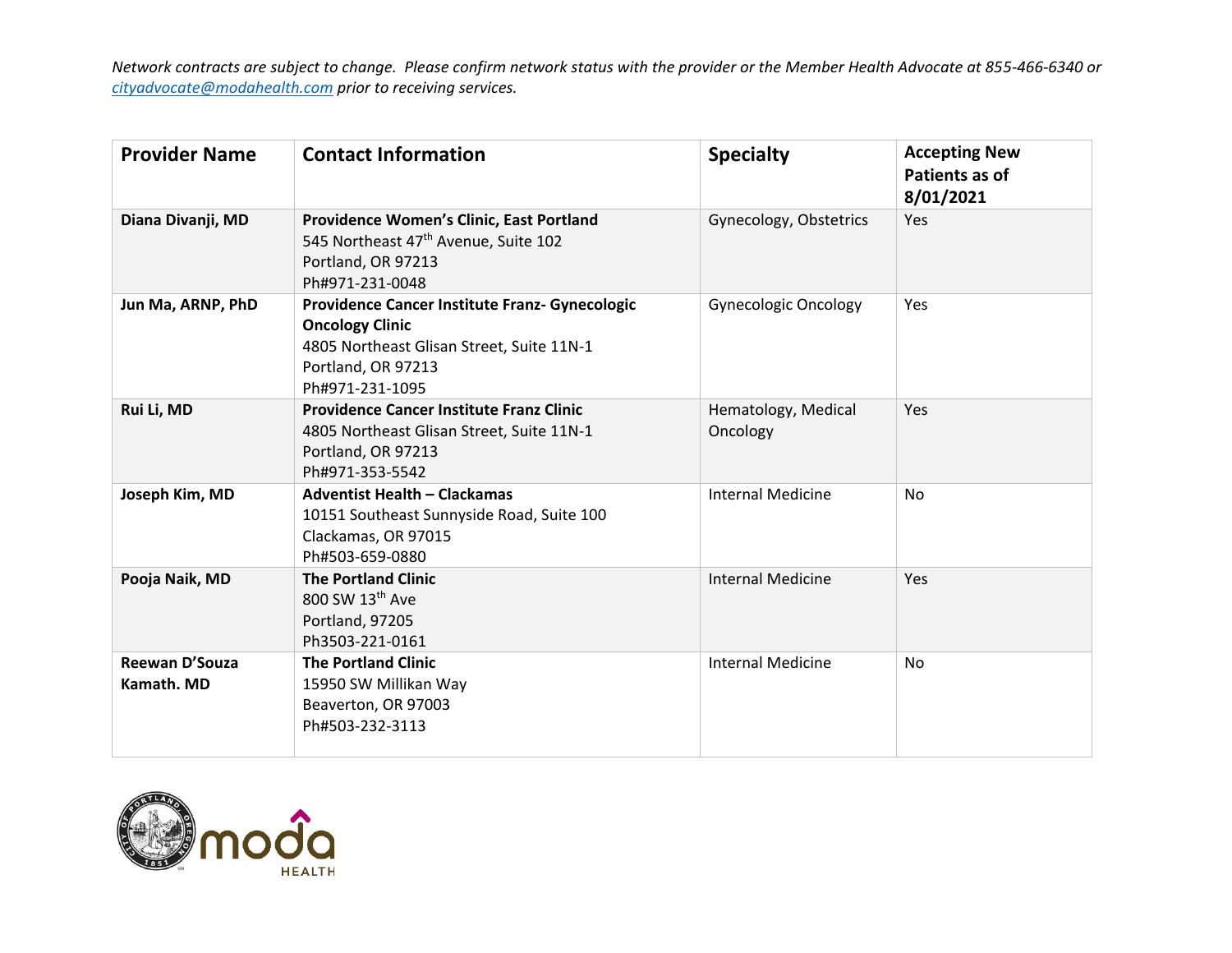*Network contracts are subject to change. Please confirm network status with the provider or the Member Health Advocate at 855-466-6340 or cityadvocate@modahealth.com prior to receiving services.*

| Provider Name | Contact Information | Specialty | Accepting New Patients as of 8/01/2021 |
|---|---|---|---|
| **Diana Divanji, MD** | **Providence Women's Clinic, East Portland**<br>545 Northeast 47th Avenue, Suite 102<br>Portland, OR 97213<br>Ph#971-231-0048 | Gynecology, Obstetrics | Yes |
| **Jun Ma, ARNP, PhD** | **Providence Cancer Institute Franz- Gynecologic Oncology Clinic**<br>4805 Northeast Glisan Street, Suite 11N-1<br>Portland, OR 97213<br>Ph#971-231-1095 | Gynecologic Oncology | Yes |
| **Rui Li, MD** | **Providence Cancer Institute Franz Clinic**<br>4805 Northeast Glisan Street, Suite 11N-1<br>Portland, OR 97213<br>Ph#971-353-5542 | Hematology, Medical Oncology | Yes |
| **Joseph Kim, MD** | **Adventist Health – Clackamas**<br>10151 Southeast Sunnyside Road, Suite 100<br>Clackamas, OR 97015<br>Ph#503-659-0880 | Internal Medicine | No |
| **Pooja Naik, MD** | **The Portland Clinic**<br>800 SW 13th Ave<br>Portland, 97205<br>Ph3503-221-0161 | Internal Medicine | Yes |
| **Reewan D'Souza Kamath. MD** | **The Portland Clinic**<br>15950 SW Millikan Way<br>Beaverton, OR 97003<br>Ph#503-232-3113 | Internal Medicine | No |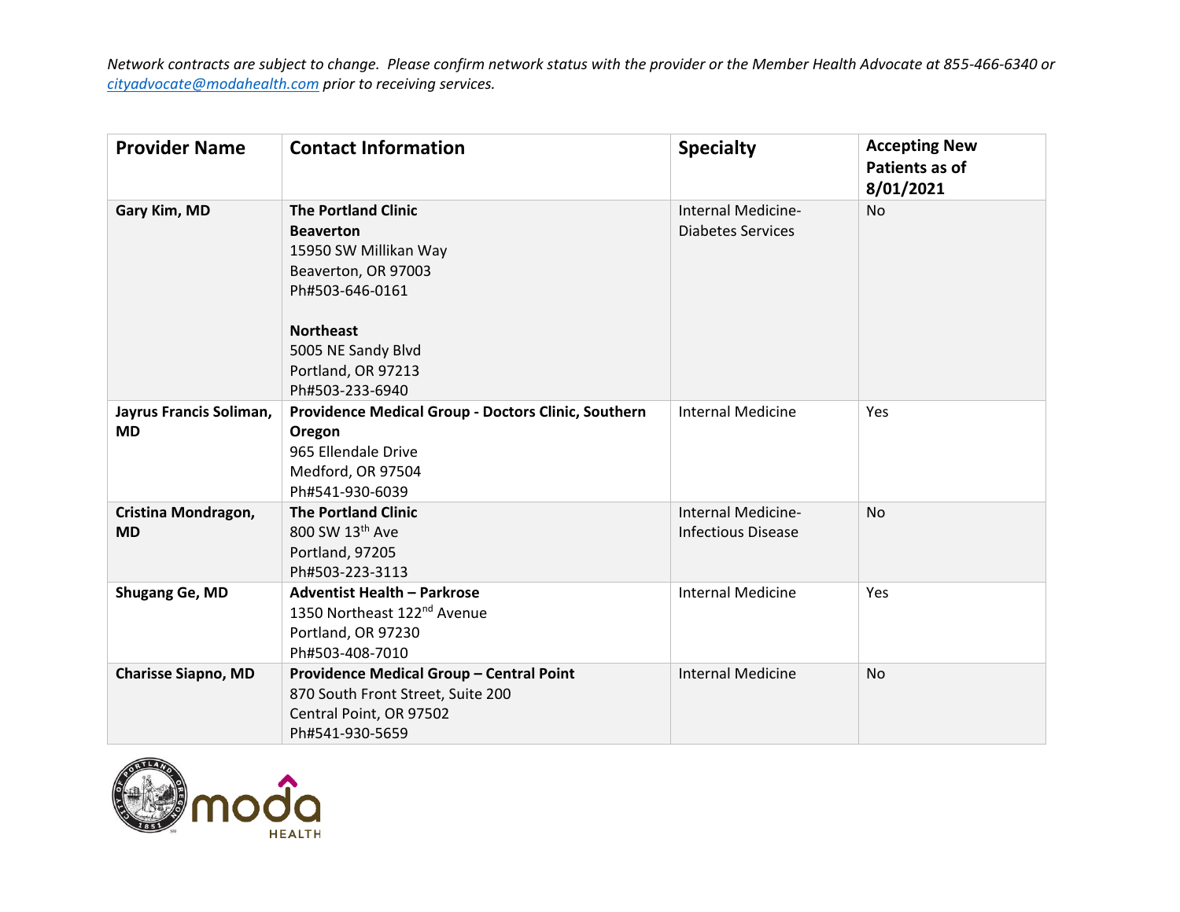*Network contracts are subject to change. Please confirm network status with the provider or the Member Health Advocate at 855-466-6340 or [cityadvocate@modahealth.com](mailto:cityadvocate@modahealth.com) prior to receiving services.*

| Provider Name | Contact Information | Specialty | Accepting New Patients as of 8/01/2021 |
|---|---|---|---|
| **Gary Kim, MD** | **The Portland Clinic**<br>**Beaverton**<br>15950 SW Millikan Way<br>Beaverton, OR 97003<br>Ph#503-646-0161<br><br>**Northeast**<br>5005 NE Sandy Blvd<br>Portland, OR 97213<br>Ph#503-233-6940 | Internal Medicine-Diabetes Services | No |
| **Jayrus Francis Soliman, MD** | **Providence Medical Group - Doctors Clinic, Southern Oregon**<br>965 Ellendale Drive<br>Medford, OR 97504<br>Ph#541-930-6039 | Internal Medicine | Yes |
| **Cristina Mondragon, MD** | **The Portland Clinic**<br>800 SW 13th Ave<br>Portland, 97205<br>Ph#503-223-3113 | Internal Medicine-Infectious Disease | No |
| **Shugang Ge, MD** | **Adventist Health – Parkrose**<br>1350 Northeast 122nd Avenue<br>Portland, OR 97230<br>Ph#503-408-7010 | Internal Medicine | Yes |
| **Charisse Siapno, MD** | **Providence Medical Group – Central Point**<br>870 South Front Street, Suite 200<br>Central Point, OR 97502<br>Ph#541-930-5659 | Internal Medicine | No |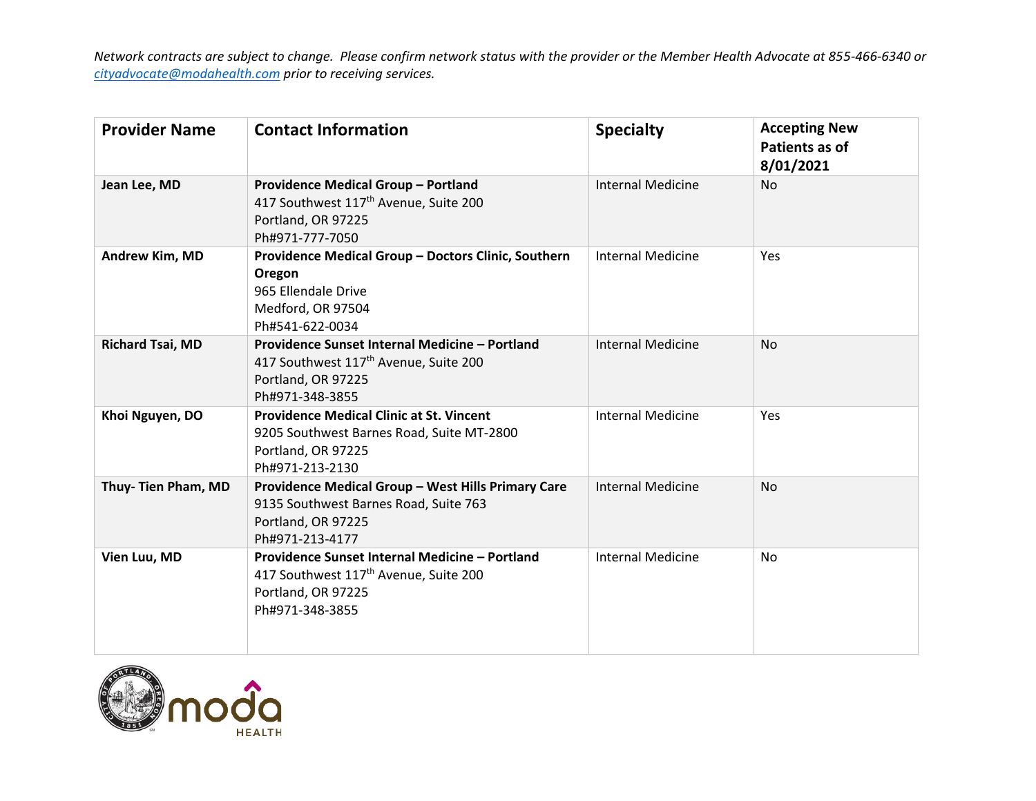*Network contracts are subject to change. Please confirm network status with the provider or the Member Health Advocate at 855-466-6340 or cityadvocate@modahealth.com prior to receiving services.*

| Provider Name | Contact Information | Specialty | Accepting New Patients as of 8/01/2021 |
|---|---|---|---|
| **Jean Lee, MD** | **Providence Medical Group – Portland**<br>417 Southwest 117th Avenue, Suite 200<br>Portland, OR 97225<br>Ph#971-777-7050 | Internal Medicine | No |
| **Andrew Kim, MD** | **Providence Medical Group – Doctors Clinic, Southern Oregon**<br>965 Ellendale Drive<br>Medford, OR 97504<br>Ph#541-622-0034 | Internal Medicine | Yes |
| **Richard Tsai, MD** | **Providence Sunset Internal Medicine – Portland**<br>417 Southwest 117th Avenue, Suite 200<br>Portland, OR 97225<br>Ph#971-348-3855 | Internal Medicine | No |
| **Khoi Nguyen, DO** | **Providence Medical Clinic at St. Vincent**<br>9205 Southwest Barnes Road, Suite MT-2800<br>Portland, OR 97225<br>Ph#971-213-2130 | Internal Medicine | Yes |
| **Thuy- Tien Pham, MD** | **Providence Medical Group – West Hills Primary Care**<br>9135 Southwest Barnes Road, Suite 763<br>Portland, OR 97225<br>Ph#971-213-4177 | Internal Medicine | No |
| **Vien Luu, MD** | **Providence Sunset Internal Medicine – Portland**<br>417 Southwest 117th Avenue, Suite 200<br>Portland, OR 97225<br>Ph#971-348-3855 | Internal Medicine | No |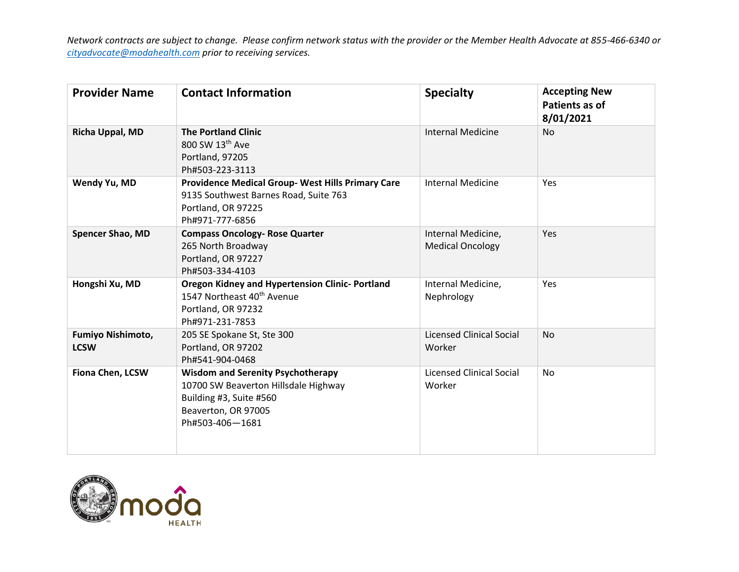*Network contracts are subject to change. Please confirm network status with the provider or the Member Health Advocate at 855-466-6340 or [cityadvocate@modahealth.com](mailto:cityadvocate@modahealth.com) prior to receiving services.*

| Provider Name | Contact Information | Specialty | Accepting New Patients as of 8/01/2021 |
|---|---|---|---|
| **Richa Uppal, MD** | **The Portland Clinic**<br>800 SW 13th Ave<br>Portland, 97205<br>Ph#503-223-3113 | Internal Medicine | No |
| **Wendy Yu, MD** | **Providence Medical Group- West Hills Primary Care**<br>9135 Southwest Barnes Road, Suite 763<br>Portland, OR 97225<br>Ph#971-777-6856 | Internal Medicine | Yes |
| **Spencer Shao, MD** | **Compass Oncology- Rose Quarter**<br>265 North Broadway<br>Portland, OR 97227<br>Ph#503-334-4103 | Internal Medicine, Medical Oncology | Yes |
| **Hongshi Xu, MD** | **Oregon Kidney and Hypertension Clinic- Portland**<br>1547 Northeast 40th Avenue<br>Portland, OR 97232<br>Ph#971-231-7853 | Internal Medicine, Nephrology | Yes |
| **Fumiyo Nishimoto, LCSW** | 205 SE Spokane St, Ste 300<br>Portland, OR 97202<br>Ph#541-904-0468 | Licensed Clinical Social Worker | No |
| **Fiona Chen, LCSW** | **Wisdom and Serenity Psychotherapy**<br>10700 SW Beaverton Hillsdale Highway<br>Building #3, Suite #560<br>Beaverton, OR 97005<br>Ph#503-406—1681 | Licensed Clinical Social Worker | No |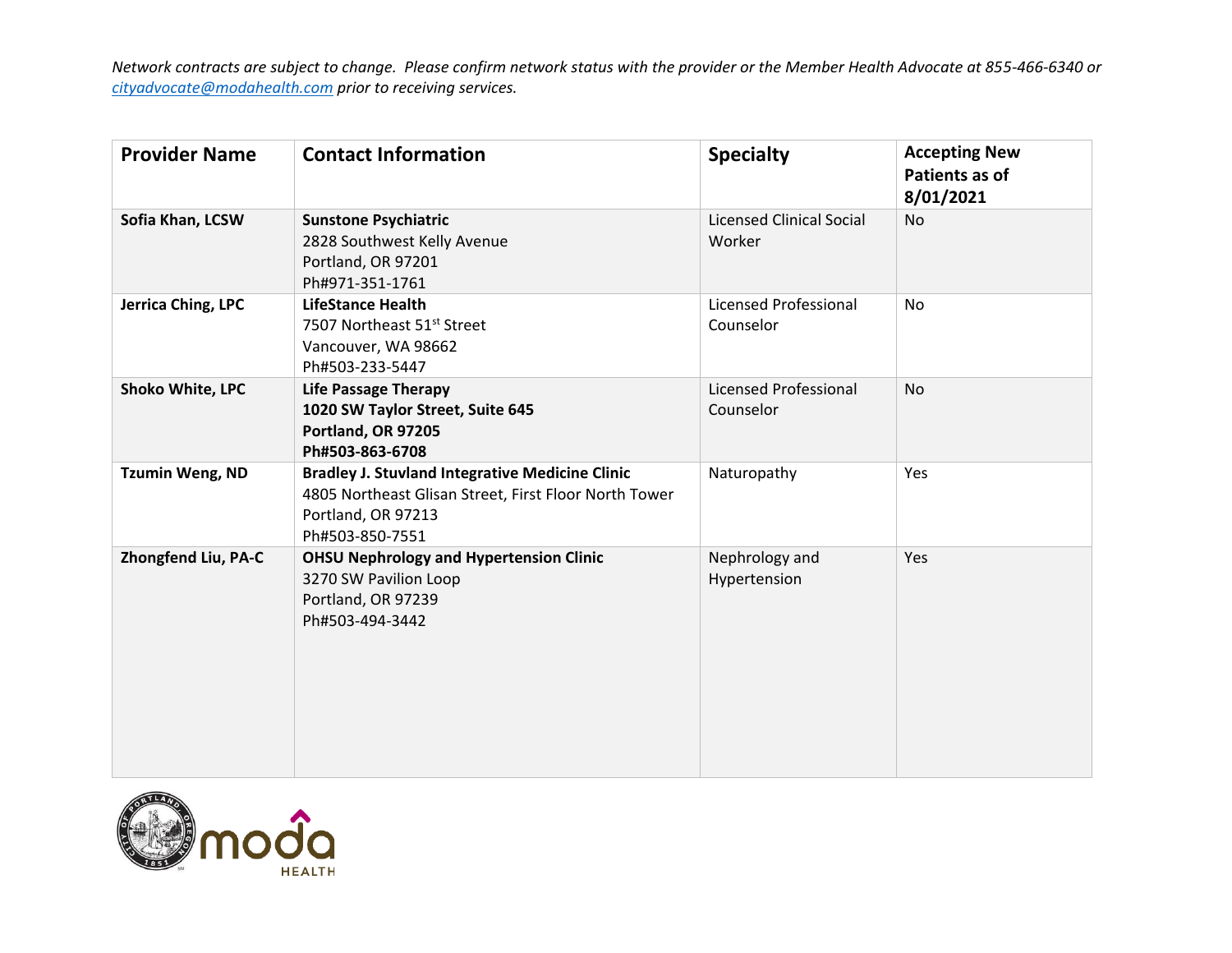*Network contracts are subject to change. Please confirm network status with the provider or the Member Health Advocate at 855-466-6340 or cityadvocate@modahealth.com prior to receiving services.*

| Provider Name | Contact Information | Specialty | Accepting New Patients as of 8/01/2021 |
|---|---|---|---|
| **Sofia Khan, LCSW** | **Sunstone Psychiatric**<br>2828 Southwest Kelly Avenue<br>Portland, OR 97201<br>Ph#971-351-1761 | Licensed Clinical Social Worker | No |
| **Jerrica Ching, LPC** | **LifeStance Health**<br>7507 Northeast 51st Street<br>Vancouver, WA 98662<br>Ph#503-233-5447 | Licensed Professional Counselor | No |
| **Shoko White, LPC** | **Life Passage Therapy**<br>**1020 SW Taylor Street, Suite 645**<br>**Portland, OR 97205**<br>**Ph#503-863-6708** | Licensed Professional Counselor | No |
| **Tzumin Weng, ND** | **Bradley J. Stuvland Integrative Medicine Clinic**<br>4805 Northeast Glisan Street, First Floor North Tower<br>Portland, OR 97213<br>Ph#503-850-7551 | Naturopathy | Yes |
| **Zhongfend Liu, PA-C** | **OHSU Nephrology and Hypertension Clinic**<br>3270 SW Pavilion Loop<br>Portland, OR 97239<br>Ph#503-494-3442 | Nephrology and Hypertension | Yes |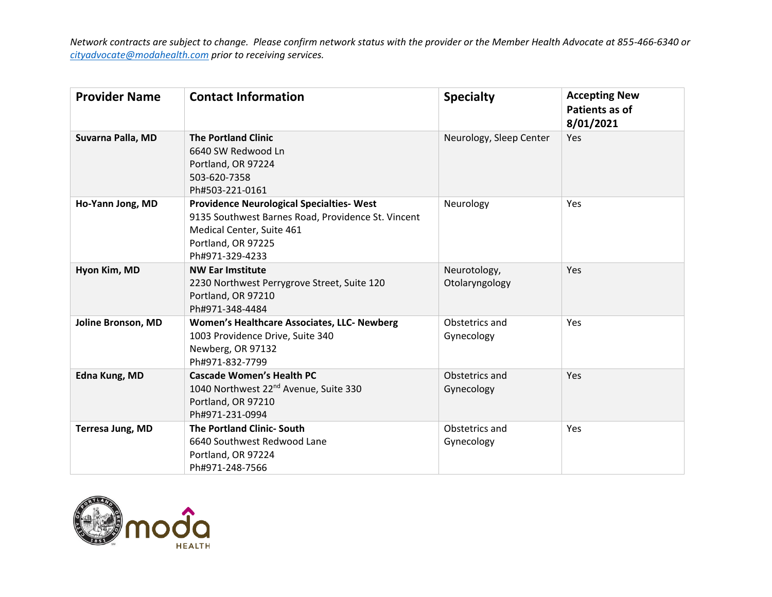*Network contracts are subject to change. Please confirm network status with the provider or the Member Health Advocate at 855-466-6340 or cityadvocate@modahealth.com prior to receiving services.*

| Provider Name | Contact Information | Specialty | Accepting New Patients as of 8/01/2021 |
|---|---|---|---|
| **Suvarna Palla, MD** | **The Portland Clinic**<br>6640 SW Redwood Ln<br>Portland, OR 97224<br>503-620-7358<br>Ph#503-221-0161 | Neurology, Sleep Center | Yes |
| **Ho-Yann Jong, MD** | **Providence Neurological Specialties- West**<br>9135 Southwest Barnes Road, Providence St. Vincent Medical Center, Suite 461<br>Portland, OR 97225<br>Ph#971-329-4233 | Neurology | Yes |
| **Hyon Kim, MD** | **NW Ear Imstitute**<br>2230 Northwest Perrygrove Street, Suite 120<br>Portland, OR 97210<br>Ph#971-348-4484 | Neurotology, Otolaryngology | Yes |
| **Joline Bronson, MD** | **Women's Healthcare Associates, LLC- Newberg**<br>1003 Providence Drive, Suite 340<br>Newberg, OR 97132<br>Ph#971-832-7799 | Obstetrics and Gynecology | Yes |
| **Edna Kung, MD** | **Cascade Women's Health PC**<br>1040 Northwest 22nd Avenue, Suite 330<br>Portland, OR 97210<br>Ph#971-231-0994 | Obstetrics and Gynecology | Yes |
| **Terresa Jung, MD** | **The Portland Clinic- South**<br>6640 Southwest Redwood Lane<br>Portland, OR 97224<br>Ph#971-248-7566 | Obstetrics and Gynecology | Yes |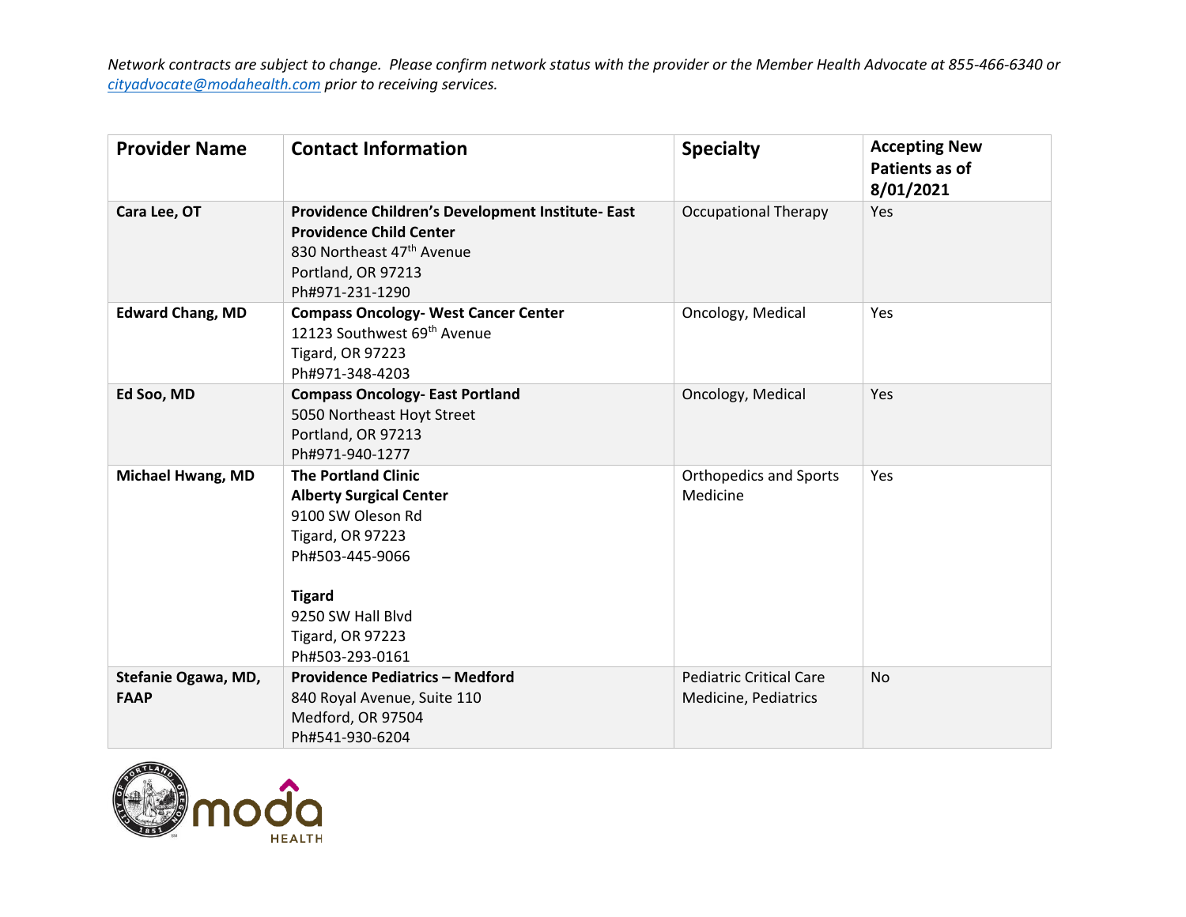*Network contracts are subject to change. Please confirm network status with the provider or the Member Health Advocate at 855-466-6340 or [cityadvocate@modahealth.com](mailto:cityadvocate@modahealth.com) prior to receiving services.*

| Provider Name | Contact Information | Specialty | Accepting New Patients as of 8/01/2021 |
|---|---|---|---|
| **Cara Lee, OT** | **Providence Children's Development Institute- East Providence Child Center**<br>830 Northeast 47th Avenue<br>Portland, OR 97213<br>Ph#971-231-1290 | Occupational Therapy | Yes |
| **Edward Chang, MD** | **Compass Oncology- West Cancer Center**<br>12123 Southwest 69th Avenue<br>Tigard, OR 97223<br>Ph#971-348-4203 | Oncology, Medical | Yes |
| **Ed Soo, MD** | **Compass Oncology- East Portland**<br>5050 Northeast Hoyt Street<br>Portland, OR 97213<br>Ph#971-940-1277 | Oncology, Medical | Yes |
| **Michael Hwang, MD** | **The Portland Clinic**<br>**Alberty Surgical Center**<br>9100 SW Oleson Rd<br>Tigard, OR 97223<br>Ph#503-445-9066<br><br>**Tigard**<br>9250 SW Hall Blvd<br>Tigard, OR 97223<br>Ph#503-293-0161 | Orthopedics and Sports Medicine | Yes |
| **Stefanie Ogawa, MD, FAAP** | **Providence Pediatrics – Medford**<br>840 Royal Avenue, Suite 110<br>Medford, OR 97504<br>Ph#541-930-6204 | Pediatric Critical Care Medicine, Pediatrics | No |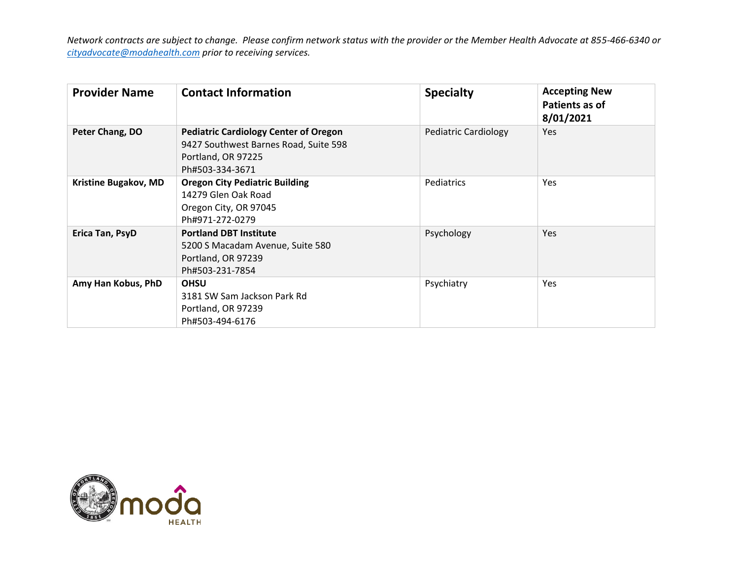*Network contracts are subject to change. Please confirm network status with the provider or the Member Health Advocate at 855-466-6340 or [cityadvocate@modahealth.com](mailto:cityadvocate@modahealth.com) prior to receiving services.*

| Provider Name | Contact Information | Specialty | Accepting New Patients as of 8/01/2021 |
|---|---|---|---|
| **Peter Chang, DO** | **Pediatric Cardiology Center of Oregon**<br>9427 Southwest Barnes Road, Suite 598<br>Portland, OR 97225<br>Ph#503-334-3671 | Pediatric Cardiology | Yes |
| **Kristine Bugakov, MD** | **Oregon City Pediatric Building**<br>14279 Glen Oak Road<br>Oregon City, OR 97045<br>Ph#971-272-0279 | Pediatrics | Yes |
| **Erica Tan, PsyD** | **Portland DBT Institute**<br>5200 S Macadam Avenue, Suite 580<br>Portland, OR 97239<br>Ph#503-231-7854 | Psychology | Yes |
| **Amy Han Kobus, PhD** | **OHSU**<br>3181 SW Sam Jackson Park Rd<br>Portland, OR 97239<br>Ph#503-494-6176 | Psychiatry | Yes |